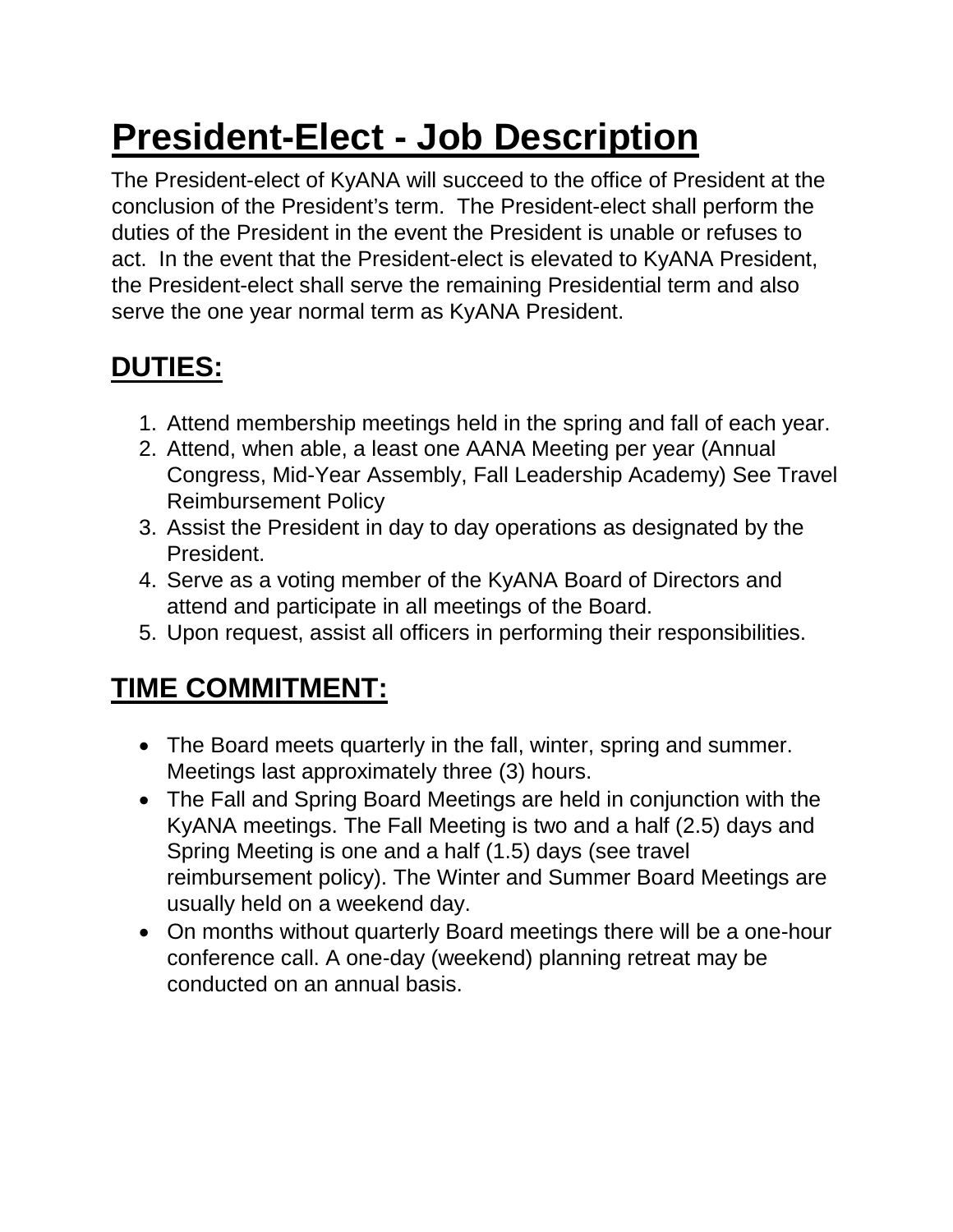# President-Elect - Job Description

The President-elect of KyANA will succeed to the office of President at the conclusion of the President's term. The President-elect shall perform the duties of the President in the event the President is unable or refuses to act. In the event that the President-elect is elevated to KyANA President, the President-elect shall serve the remaining Presidential term and also serve the one year normal term as KyANA President.

## DUTIES:

1. Attend membership meetings held in the spring and fall of each year.
2. Attend, when able, a least one AANA Meeting per year (Annual Congress, Mid-Year Assembly, Fall Leadership Academy) See Travel Reimbursement Policy
3. Assist the President in day to day operations as designated by the President.
4. Serve as a voting member of the KyANA Board of Directors and attend and participate in all meetings of the Board.
5. Upon request, assist all officers in performing their responsibilities.

## TIME COMMITMENT:

- The Board meets quarterly in the fall, winter, spring and summer. Meetings last approximately three (3) hours.
- The Fall and Spring Board Meetings are held in conjunction with the KyANA meetings. The Fall Meeting is two and a half (2.5) days and Spring Meeting is one and a half (1.5) days (see travel reimbursement policy). The Winter and Summer Board Meetings are usually held on a weekend day.
- On months without quarterly Board meetings there will be a one-hour conference call. A one-day (weekend) planning retreat may be conducted on an annual basis.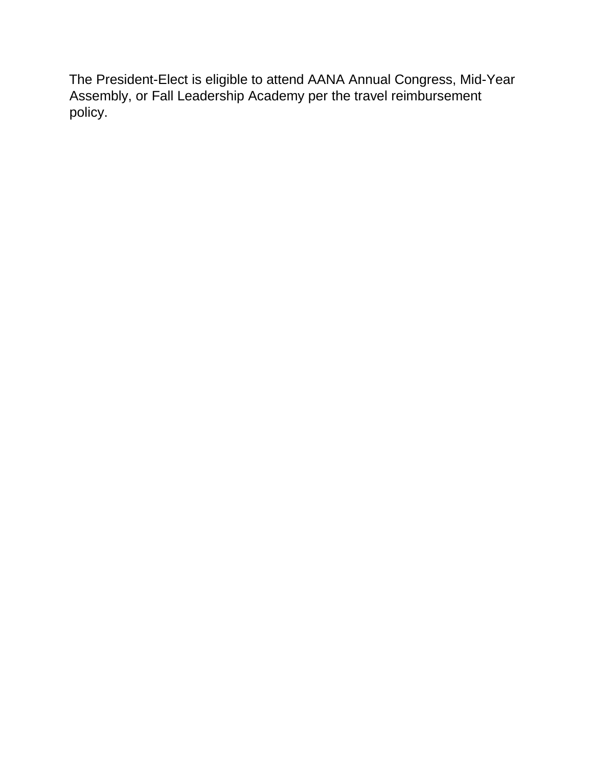The President-Elect is eligible to attend AANA Annual Congress, Mid-Year Assembly, or Fall Leadership Academy per the travel reimbursement policy.